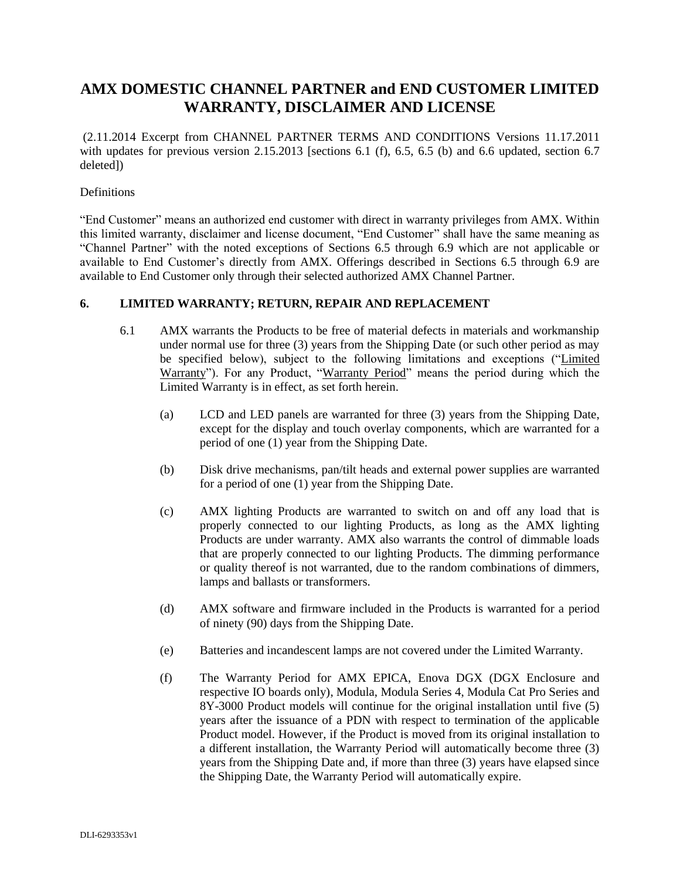# AMX DOMESTIC CHANNEL PARTNER and END CUSTOMER LIMITED WARRANTY, DISCLAIMER AND LICENSE

(2.11.2014 Excerpt from CHANNEL PARTNER TERMS AND CONDITIONS Versions 11.17.2011 with updates for previous version 2.15.2013 [sections 6.1 (f), 6.5, 6.5 (b) and 6.6 updated, section 6.7 deleted])

Definitions

"End Customer" means an authorized end customer with direct in warranty privileges from AMX. Within this limited warranty, disclaimer and license document, "End Customer" shall have the same meaning as "Channel Partner" with the noted exceptions of Sections 6.5 through 6.9 which are not applicable or available to End Customer's directly from AMX. Offerings described in Sections 6.5 through 6.9 are available to End Customer only through their selected authorized AMX Channel Partner.

## 6. LIMITED WARRANTY; RETURN, REPAIR AND REPLACEMENT

6.1 AMX warrants the Products to be free of material defects in materials and workmanship under normal use for three (3) years from the Shipping Date (or such other period as may be specified below), subject to the following limitations and exceptions ("Limited Warranty"). For any Product, "Warranty Period" means the period during which the Limited Warranty is in effect, as set forth herein.

(a) LCD and LED panels are warranted for three (3) years from the Shipping Date, except for the display and touch overlay components, which are warranted for a period of one (1) year from the Shipping Date.

(b) Disk drive mechanisms, pan/tilt heads and external power supplies are warranted for a period of one (1) year from the Shipping Date.

(c) AMX lighting Products are warranted to switch on and off any load that is properly connected to our lighting Products, as long as the AMX lighting Products are under warranty. AMX also warrants the control of dimmable loads that are properly connected to our lighting Products. The dimming performance or quality thereof is not warranted, due to the random combinations of dimmers, lamps and ballasts or transformers.

(d) AMX software and firmware included in the Products is warranted for a period of ninety (90) days from the Shipping Date.

(e) Batteries and incandescent lamps are not covered under the Limited Warranty.

(f) The Warranty Period for AMX EPICA, Enova DGX (DGX Enclosure and respective IO boards only), Modula, Modula Series 4, Modula Cat Pro Series and 8Y-3000 Product models will continue for the original installation until five (5) years after the issuance of a PDN with respect to termination of the applicable Product model. However, if the Product is moved from its original installation to a different installation, the Warranty Period will automatically become three (3) years from the Shipping Date and, if more than three (3) years have elapsed since the Shipping Date, the Warranty Period will automatically expire.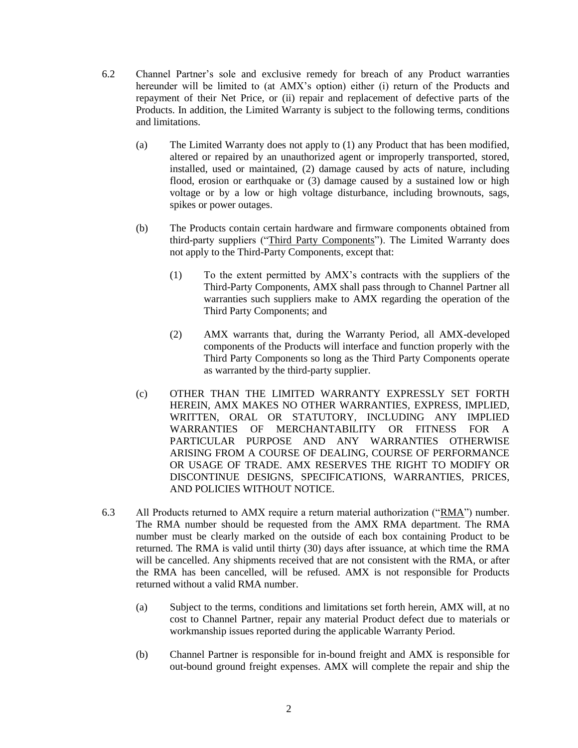6.2 Channel Partner's sole and exclusive remedy for breach of any Product warranties hereunder will be limited to (at AMX's option) either (i) return of the Products and repayment of their Net Price, or (ii) repair and replacement of defective parts of the Products. In addition, the Limited Warranty is subject to the following terms, conditions and limitations.

(a) The Limited Warranty does not apply to (1) any Product that has been modified, altered or repaired by an unauthorized agent or improperly transported, stored, installed, used or maintained, (2) damage caused by acts of nature, including flood, erosion or earthquake or (3) damage caused by a sustained low or high voltage or by a low or high voltage disturbance, including brownouts, sags, spikes or power outages.

(b) The Products contain certain hardware and firmware components obtained from third-party suppliers ("<u>Third Party Components</u>"). The Limited Warranty does not apply to the Third-Party Components, except that:

(1) To the extent permitted by AMX's contracts with the suppliers of the Third-Party Components, AMX shall pass through to Channel Partner all warranties such suppliers make to AMX regarding the operation of the Third Party Components; and

(2) AMX warrants that, during the Warranty Period, all AMX-developed components of the Products will interface and function properly with the Third Party Components so long as the Third Party Components operate as warranted by the third-party supplier.

(c) OTHER THAN THE LIMITED WARRANTY EXPRESSLY SET FORTH HEREIN, AMX MAKES NO OTHER WARRANTIES, EXPRESS, IMPLIED, WRITTEN, ORAL OR STATUTORY, INCLUDING ANY IMPLIED WARRANTIES OF MERCHANTABILITY OR FITNESS FOR A PARTICULAR PURPOSE AND ANY WARRANTIES OTHERWISE ARISING FROM A COURSE OF DEALING, COURSE OF PERFORMANCE OR USAGE OF TRADE. AMX RESERVES THE RIGHT TO MODIFY OR DISCONTINUE DESIGNS, SPECIFICATIONS, WARRANTIES, PRICES, AND POLICIES WITHOUT NOTICE.

6.3 All Products returned to AMX require a return material authorization ("<u>RMA</u>") number. The RMA number should be requested from the AMX RMA department. The RMA number must be clearly marked on the outside of each box containing Product to be returned. The RMA is valid until thirty (30) days after issuance, at which time the RMA will be cancelled. Any shipments received that are not consistent with the RMA, or after the RMA has been cancelled, will be refused. AMX is not responsible for Products returned without a valid RMA number.

(a) Subject to the terms, conditions and limitations set forth herein, AMX will, at no cost to Channel Partner, repair any material Product defect due to materials or workmanship issues reported during the applicable Warranty Period.

(b) Channel Partner is responsible for in-bound freight and AMX is responsible for out-bound ground freight expenses. AMX will complete the repair and ship the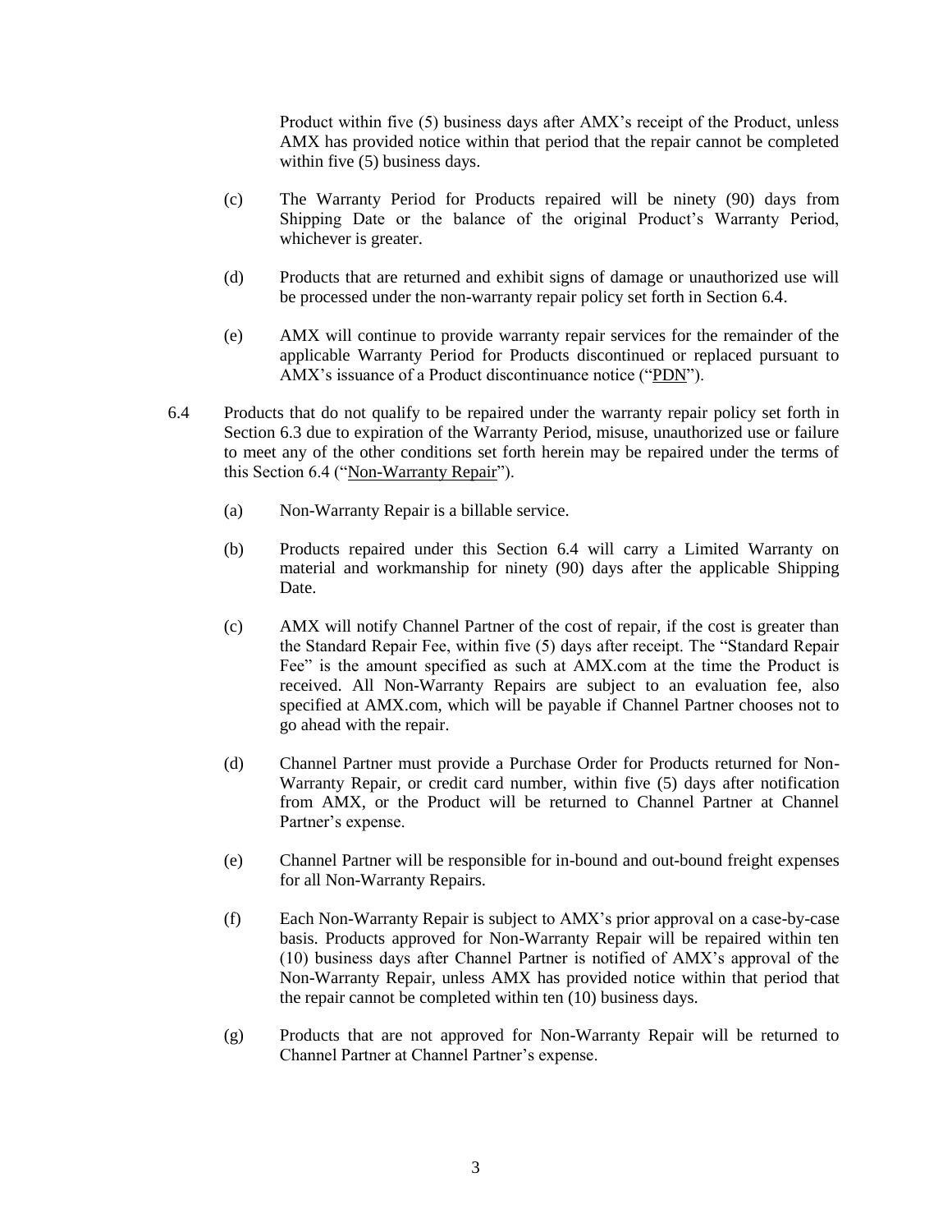Product within five (5) business days after AMX's receipt of the Product, unless AMX has provided notice within that period that the repair cannot be completed within five (5) business days.

(c) The Warranty Period for Products repaired will be ninety (90) days from Shipping Date or the balance of the original Product's Warranty Period, whichever is greater.

(d) Products that are returned and exhibit signs of damage or unauthorized use will be processed under the non-warranty repair policy set forth in Section 6.4.

(e) AMX will continue to provide warranty repair services for the remainder of the applicable Warranty Period for Products discontinued or replaced pursuant to AMX's issuance of a Product discontinuance notice ("<u>PDN</u>").

6.4 Products that do not qualify to be repaired under the warranty repair policy set forth in Section 6.3 due to expiration of the Warranty Period, misuse, unauthorized use or failure to meet any of the other conditions set forth herein may be repaired under the terms of this Section 6.4 ("<u>Non-Warranty Repair</u>").

(a) Non-Warranty Repair is a billable service.

(b) Products repaired under this Section 6.4 will carry a Limited Warranty on material and workmanship for ninety (90) days after the applicable Shipping Date.

(c) AMX will notify Channel Partner of the cost of repair, if the cost is greater than the Standard Repair Fee, within five (5) days after receipt. The "Standard Repair Fee" is the amount specified as such at AMX.com at the time the Product is received. All Non-Warranty Repairs are subject to an evaluation fee, also specified at AMX.com, which will be payable if Channel Partner chooses not to go ahead with the repair.

(d) Channel Partner must provide a Purchase Order for Products returned for Non-Warranty Repair, or credit card number, within five (5) days after notification from AMX, or the Product will be returned to Channel Partner at Channel Partner's expense.

(e) Channel Partner will be responsible for in-bound and out-bound freight expenses for all Non-Warranty Repairs.

(f) Each Non-Warranty Repair is subject to AMX's prior approval on a case-by-case basis. Products approved for Non-Warranty Repair will be repaired within ten (10) business days after Channel Partner is notified of AMX's approval of the Non-Warranty Repair, unless AMX has provided notice within that period that the repair cannot be completed within ten (10) business days.

(g) Products that are not approved for Non-Warranty Repair will be returned to Channel Partner at Channel Partner's expense.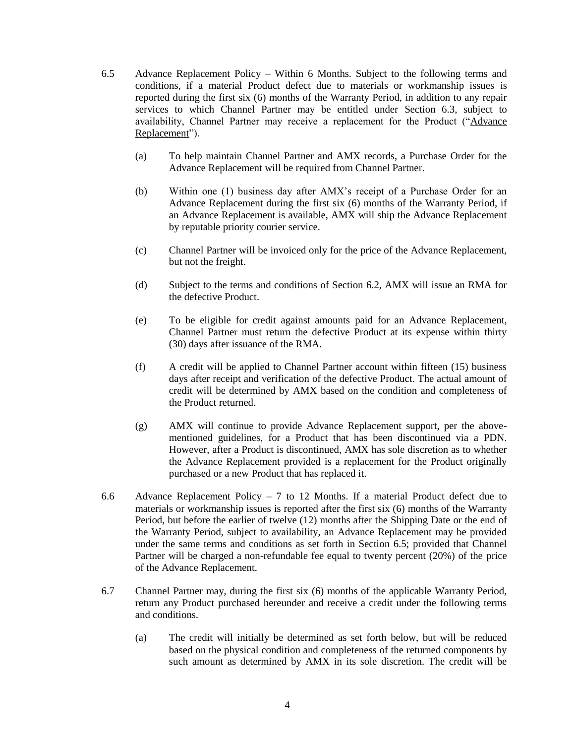6.5 Advance Replacement Policy – Within 6 Months. Subject to the following terms and conditions, if a material Product defect due to materials or workmanship issues is reported during the first six (6) months of the Warranty Period, in addition to any repair services to which Channel Partner may be entitled under Section 6.3, subject to availability, Channel Partner may receive a replacement for the Product ("<u>Advance Replacement</u>").

(a) To help maintain Channel Partner and AMX records, a Purchase Order for the Advance Replacement will be required from Channel Partner.

(b) Within one (1) business day after AMX's receipt of a Purchase Order for an Advance Replacement during the first six (6) months of the Warranty Period, if an Advance Replacement is available, AMX will ship the Advance Replacement by reputable priority courier service.

(c) Channel Partner will be invoiced only for the price of the Advance Replacement, but not the freight.

(d) Subject to the terms and conditions of Section 6.2, AMX will issue an RMA for the defective Product.

(e) To be eligible for credit against amounts paid for an Advance Replacement, Channel Partner must return the defective Product at its expense within thirty (30) days after issuance of the RMA.

(f) A credit will be applied to Channel Partner account within fifteen (15) business days after receipt and verification of the defective Product. The actual amount of credit will be determined by AMX based on the condition and completeness of the Product returned.

(g) AMX will continue to provide Advance Replacement support, per the above-mentioned guidelines, for a Product that has been discontinued via a PDN. However, after a Product is discontinued, AMX has sole discretion as to whether the Advance Replacement provided is a replacement for the Product originally purchased or a new Product that has replaced it.

6.6 Advance Replacement Policy – 7 to 12 Months. If a material Product defect due to materials or workmanship issues is reported after the first six (6) months of the Warranty Period, but before the earlier of twelve (12) months after the Shipping Date or the end of the Warranty Period, subject to availability, an Advance Replacement may be provided under the same terms and conditions as set forth in Section 6.5; provided that Channel Partner will be charged a non-refundable fee equal to twenty percent (20%) of the price of the Advance Replacement.

6.7 Channel Partner may, during the first six (6) months of the applicable Warranty Period, return any Product purchased hereunder and receive a credit under the following terms and conditions.

(a) The credit will initially be determined as set forth below, but will be reduced based on the physical condition and completeness of the returned components by such amount as determined by AMX in its sole discretion. The credit will be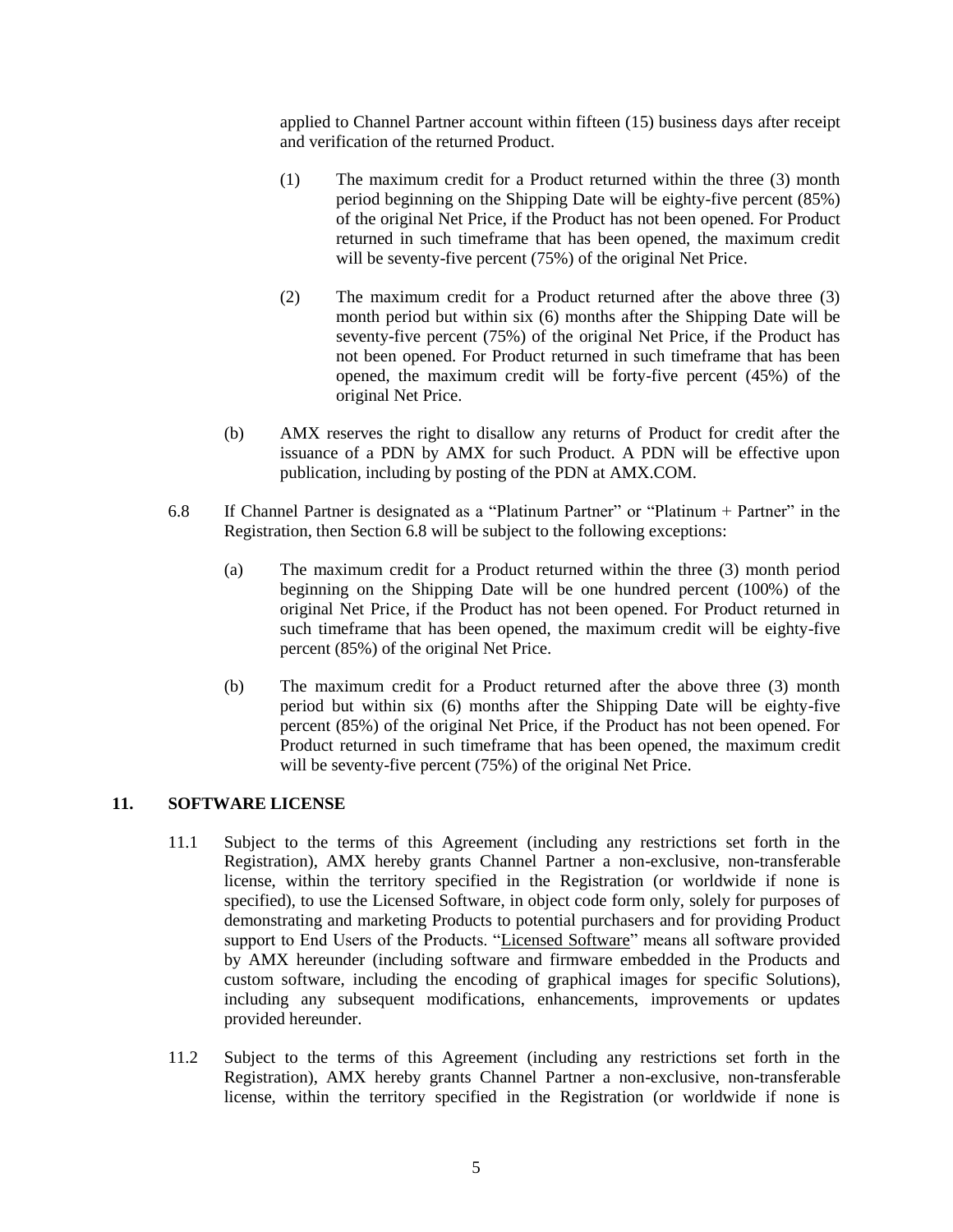applied to Channel Partner account within fifteen (15) business days after receipt and verification of the returned Product.

(1) The maximum credit for a Product returned within the three (3) month period beginning on the Shipping Date will be eighty-five percent (85%) of the original Net Price, if the Product has not been opened. For Product returned in such timeframe that has been opened, the maximum credit will be seventy-five percent (75%) of the original Net Price.

(2) The maximum credit for a Product returned after the above three (3) month period but within six (6) months after the Shipping Date will be seventy-five percent (75%) of the original Net Price, if the Product has not been opened. For Product returned in such timeframe that has been opened, the maximum credit will be forty-five percent (45%) of the original Net Price.

(b) AMX reserves the right to disallow any returns of Product for credit after the issuance of a PDN by AMX for such Product. A PDN will be effective upon publication, including by posting of the PDN at AMX.COM.

6.8 If Channel Partner is designated as a "Platinum Partner" or "Platinum + Partner" in the Registration, then Section 6.8 will be subject to the following exceptions:

(a) The maximum credit for a Product returned within the three (3) month period beginning on the Shipping Date will be one hundred percent (100%) of the original Net Price, if the Product has not been opened. For Product returned in such timeframe that has been opened, the maximum credit will be eighty-five percent (85%) of the original Net Price.

(b) The maximum credit for a Product returned after the above three (3) month period but within six (6) months after the Shipping Date will be eighty-five percent (85%) of the original Net Price, if the Product has not been opened. For Product returned in such timeframe that has been opened, the maximum credit will be seventy-five percent (75%) of the original Net Price.

## 11. SOFTWARE LICENSE

11.1 Subject to the terms of this Agreement (including any restrictions set forth in the Registration), AMX hereby grants Channel Partner a non-exclusive, non-transferable license, within the territory specified in the Registration (or worldwide if none is specified), to use the Licensed Software, in object code form only, solely for purposes of demonstrating and marketing Products to potential purchasers and for providing Product support to End Users of the Products. "Licensed Software" means all software provided by AMX hereunder (including software and firmware embedded in the Products and custom software, including the encoding of graphical images for specific Solutions), including any subsequent modifications, enhancements, improvements or updates provided hereunder.

11.2 Subject to the terms of this Agreement (including any restrictions set forth in the Registration), AMX hereby grants Channel Partner a non-exclusive, non-transferable license, within the territory specified in the Registration (or worldwide if none is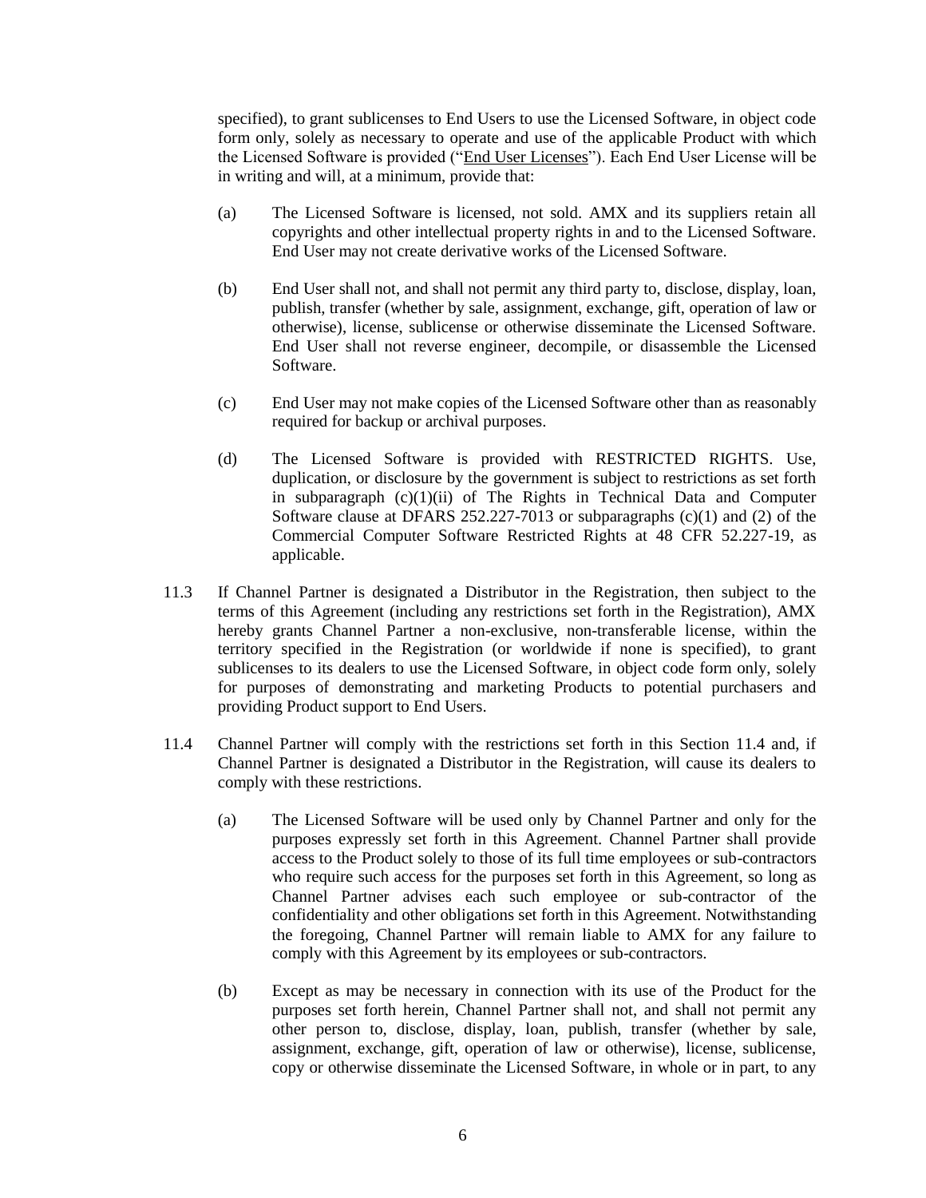specified), to grant sublicenses to End Users to use the Licensed Software, in object code form only, solely as necessary to operate and use of the applicable Product with which the Licensed Software is provided ("<u>End User Licenses</u>"). Each End User License will be in writing and will, at a minimum, provide that:

(a) The Licensed Software is licensed, not sold. AMX and its suppliers retain all copyrights and other intellectual property rights in and to the Licensed Software. End User may not create derivative works of the Licensed Software.

(b) End User shall not, and shall not permit any third party to, disclose, display, loan, publish, transfer (whether by sale, assignment, exchange, gift, operation of law or otherwise), license, sublicense or otherwise disseminate the Licensed Software. End User shall not reverse engineer, decompile, or disassemble the Licensed Software.

(c) End User may not make copies of the Licensed Software other than as reasonably required for backup or archival purposes.

(d) The Licensed Software is provided with RESTRICTED RIGHTS. Use, duplication, or disclosure by the government is subject to restrictions as set forth in subparagraph (c)(1)(ii) of The Rights in Technical Data and Computer Software clause at DFARS 252.227-7013 or subparagraphs (c)(1) and (2) of the Commercial Computer Software Restricted Rights at 48 CFR 52.227-19, as applicable.

11.3 If Channel Partner is designated a Distributor in the Registration, then subject to the terms of this Agreement (including any restrictions set forth in the Registration), AMX hereby grants Channel Partner a non-exclusive, non-transferable license, within the territory specified in the Registration (or worldwide if none is specified), to grant sublicenses to its dealers to use the Licensed Software, in object code form only, solely for purposes of demonstrating and marketing Products to potential purchasers and providing Product support to End Users.

11.4 Channel Partner will comply with the restrictions set forth in this Section 11.4 and, if Channel Partner is designated a Distributor in the Registration, will cause its dealers to comply with these restrictions.

(a) The Licensed Software will be used only by Channel Partner and only for the purposes expressly set forth in this Agreement. Channel Partner shall provide access to the Product solely to those of its full time employees or sub-contractors who require such access for the purposes set forth in this Agreement, so long as Channel Partner advises each such employee or sub-contractor of the confidentiality and other obligations set forth in this Agreement. Notwithstanding the foregoing, Channel Partner will remain liable to AMX for any failure to comply with this Agreement by its employees or sub-contractors.

(b) Except as may be necessary in connection with its use of the Product for the purposes set forth herein, Channel Partner shall not, and shall not permit any other person to, disclose, display, loan, publish, transfer (whether by sale, assignment, exchange, gift, operation of law or otherwise), license, sublicense, copy or otherwise disseminate the Licensed Software, in whole or in part, to any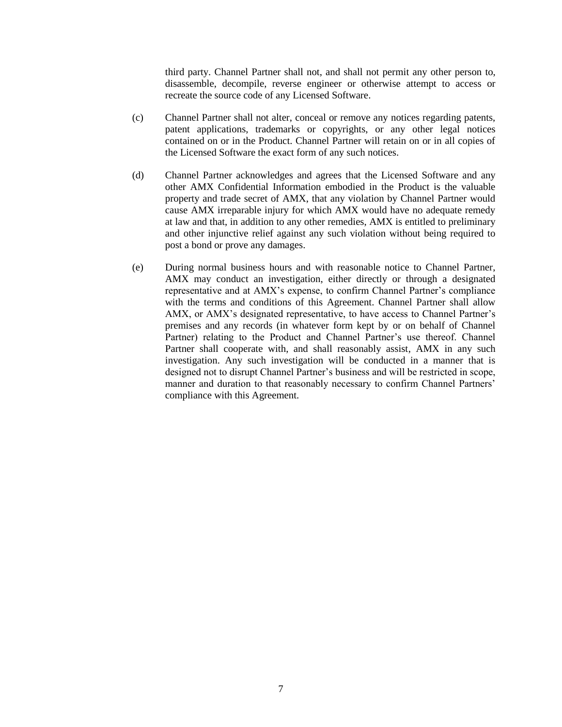third party. Channel Partner shall not, and shall not permit any other person to, disassemble, decompile, reverse engineer or otherwise attempt to access or recreate the source code of any Licensed Software.

(c) Channel Partner shall not alter, conceal or remove any notices regarding patents, patent applications, trademarks or copyrights, or any other legal notices contained on or in the Product. Channel Partner will retain on or in all copies of the Licensed Software the exact form of any such notices.

(d) Channel Partner acknowledges and agrees that the Licensed Software and any other AMX Confidential Information embodied in the Product is the valuable property and trade secret of AMX, that any violation by Channel Partner would cause AMX irreparable injury for which AMX would have no adequate remedy at law and that, in addition to any other remedies, AMX is entitled to preliminary and other injunctive relief against any such violation without being required to post a bond or prove any damages.

(e) During normal business hours and with reasonable notice to Channel Partner, AMX may conduct an investigation, either directly or through a designated representative and at AMX's expense, to confirm Channel Partner's compliance with the terms and conditions of this Agreement. Channel Partner shall allow AMX, or AMX's designated representative, to have access to Channel Partner's premises and any records (in whatever form kept by or on behalf of Channel Partner) relating to the Product and Channel Partner's use thereof. Channel Partner shall cooperate with, and shall reasonably assist, AMX in any such investigation. Any such investigation will be conducted in a manner that is designed not to disrupt Channel Partner's business and will be restricted in scope, manner and duration to that reasonably necessary to confirm Channel Partners' compliance with this Agreement.